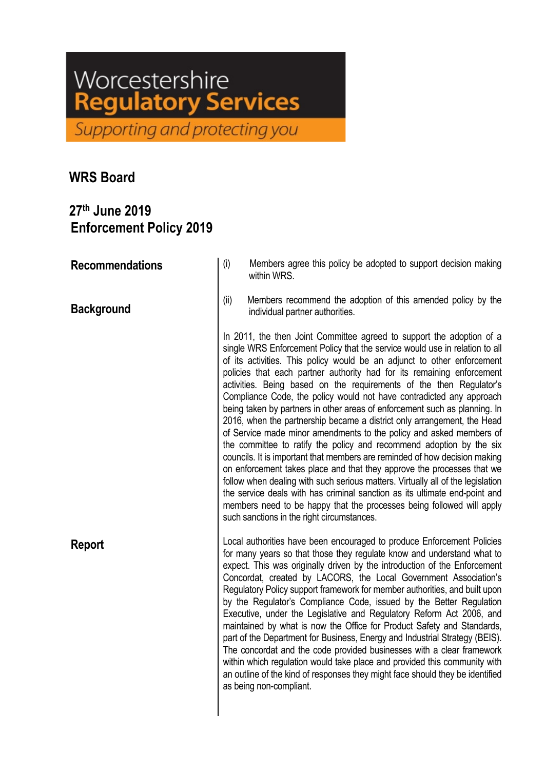Worcestershire **Regulatory Services**
*Supporting and protecting you*

## WRS Board

## 27th June 2019
## Enforcement Policy 2019

### Recommendations

(i) Members agree this policy be adopted to support decision making within WRS.

(ii) Members recommend the adoption of this amended policy by the individual partner authorities.

### Background

In 2011, the then Joint Committee agreed to support the adoption of a single WRS Enforcement Policy that the service would use in relation to all of its activities. This policy would be an adjunct to other enforcement policies that each partner authority had for its remaining enforcement activities. Being based on the requirements of the then Regulator's Compliance Code, the policy would not have contradicted any approach being taken by partners in other areas of enforcement such as planning. In 2016, when the partnership became a district only arrangement, the Head of Service made minor amendments to the policy and asked members of the committee to ratify the policy and recommend adoption by the six councils. It is important that members are reminded of how decision making on enforcement takes place and that they approve the processes that we follow when dealing with such serious matters. Virtually all of the legislation the service deals with has criminal sanction as its ultimate end-point and members need to be happy that the processes being followed will apply such sanctions in the right circumstances.

### Report

Local authorities have been encouraged to produce Enforcement Policies for many years so that those they regulate know and understand what to expect. This was originally driven by the introduction of the Enforcement Concordat, created by LACORS, the Local Government Association's Regulatory Policy support framework for member authorities, and built upon by the Regulator's Compliance Code, issued by the Better Regulation Executive, under the Legislative and Regulatory Reform Act 2006, and maintained by what is now the Office for Product Safety and Standards, part of the Department for Business, Energy and Industrial Strategy (BEIS). The concordat and the code provided businesses with a clear framework within which regulation would take place and provided this community with an outline of the kind of responses they might face should they be identified as being non-compliant.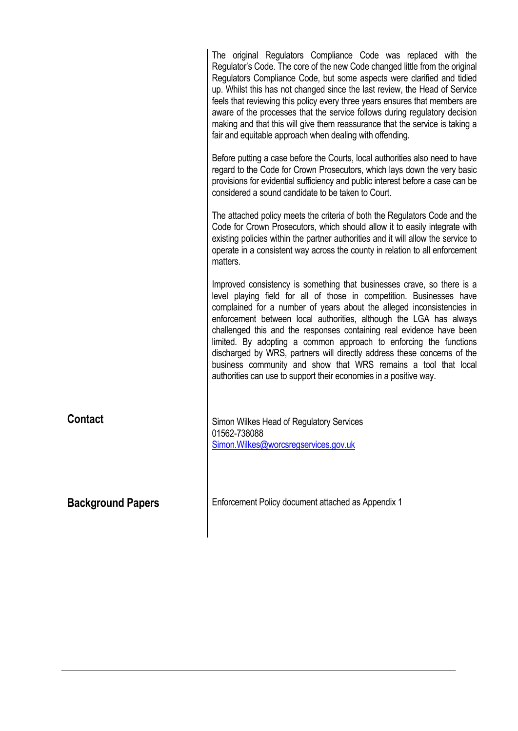The original Regulators Compliance Code was replaced with the Regulator's Code. The core of the new Code changed little from the original Regulators Compliance Code, but some aspects were clarified and tidied up. Whilst this has not changed since the last review, the Head of Service feels that reviewing this policy every three years ensures that members are aware of the processes that the service follows during regulatory decision making and that this will give them reassurance that the service is taking a fair and equitable approach when dealing with offending.

Before putting a case before the Courts, local authorities also need to have regard to the Code for Crown Prosecutors, which lays down the very basic provisions for evidential sufficiency and public interest before a case can be considered a sound candidate to be taken to Court.

The attached policy meets the criteria of both the Regulators Code and the Code for Crown Prosecutors, which should allow it to easily integrate with existing policies within the partner authorities and it will allow the service to operate in a consistent way across the county in relation to all enforcement matters.

Improved consistency is something that businesses crave, so there is a level playing field for all of those in competition. Businesses have complained for a number of years about the alleged inconsistencies in enforcement between local authorities, although the LGA has always challenged this and the responses containing real evidence have been limited. By adopting a common approach to enforcing the functions discharged by WRS, partners will directly address these concerns of the business community and show that WRS remains a tool that local authorities can use to support their economies in a positive way.

## Contact

Simon Wilkes Head of Regulatory Services
01562-738088
Simon.Wilkes@worcsregservices.gov.uk

## Background Papers

Enforcement Policy document attached as Appendix 1